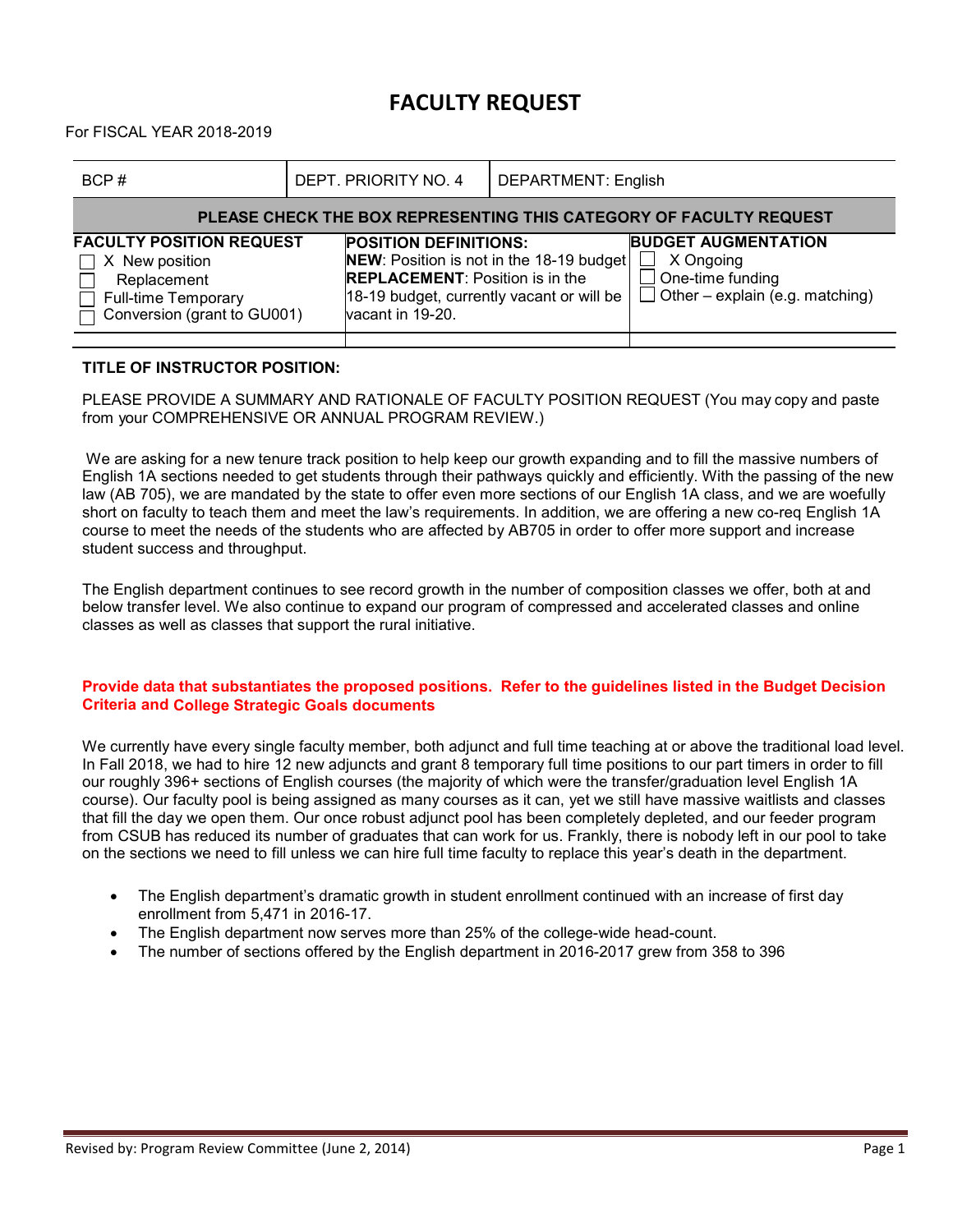# FACULTY REQUEST

For FISCAL YEAR 2018-2019

| BCP # | DEPT. PRIORITY NO. 4 | DEPARTMENT: English |
|---|---|---|

**PLEASE CHECK THE BOX REPRESENTING THIS CATEGORY OF FACULTY REQUEST**

| FACULTY POSITION REQUEST | POSITION DEFINITIONS: | BUDGET AUGMENTATION |
|---|---|---|
| ☐ X New position<br>☐ Replacement<br>☐ Full-time Temporary<br>☐ Conversion (grant to GU001) | **NEW**: Position is not in the 18-19 budget<br>**REPLACEMENT**: Position is in the 18-19 budget, currently vacant or will be vacant in 19-20. | ☐ X Ongoing<br>☐ One-time funding<br>☐ Other – explain (e.g. matching) |
| | | |

**TITLE OF INSTRUCTOR POSITION:**

PLEASE PROVIDE A SUMMARY AND RATIONALE OF FACULTY POSITION REQUEST (You may copy and paste from your COMPREHENSIVE OR ANNUAL PROGRAM REVIEW.)

We are asking for a new tenure track position to help keep our growth expanding and to fill the massive numbers of English 1A sections needed to get students through their pathways quickly and efficiently. With the passing of the new law (AB 705), we are mandated by the state to offer even more sections of our English 1A class, and we are woefully short on faculty to teach them and meet the law's requirements. In addition, we are offering a new co-req English 1A course to meet the needs of the students who are affected by AB705 in order to offer more support and increase student success and throughput.

The English department continues to see record growth in the number of composition classes we offer, both at and below transfer level. We also continue to expand our program of compressed and accelerated classes and online classes as well as classes that support the rural initiative.

**Provide data that substantiates the proposed positions. Refer to the guidelines listed in the Budget Decision Criteria and College Strategic Goals documents**

We currently have every single faculty member, both adjunct and full time teaching at or above the traditional load level. In Fall 2018, we had to hire 12 new adjuncts and grant 8 temporary full time positions to our part timers in order to fill our roughly 396+ sections of English courses (the majority of which were the transfer/graduation level English 1A course). Our faculty pool is being assigned as many courses as it can, yet we still have massive waitlists and classes that fill the day we open them. Our once robust adjunct pool has been completely depleted, and our feeder program from CSUB has reduced its number of graduates that can work for us. Frankly, there is nobody left in our pool to take on the sections we need to fill unless we can hire full time faculty to replace this year's death in the department.

- The English department's dramatic growth in student enrollment continued with an increase of first day enrollment from 5,471 in 2016-17.
- The English department now serves more than 25% of the college-wide head-count.
- The number of sections offered by the English department in 2016-2017 grew from 358 to 396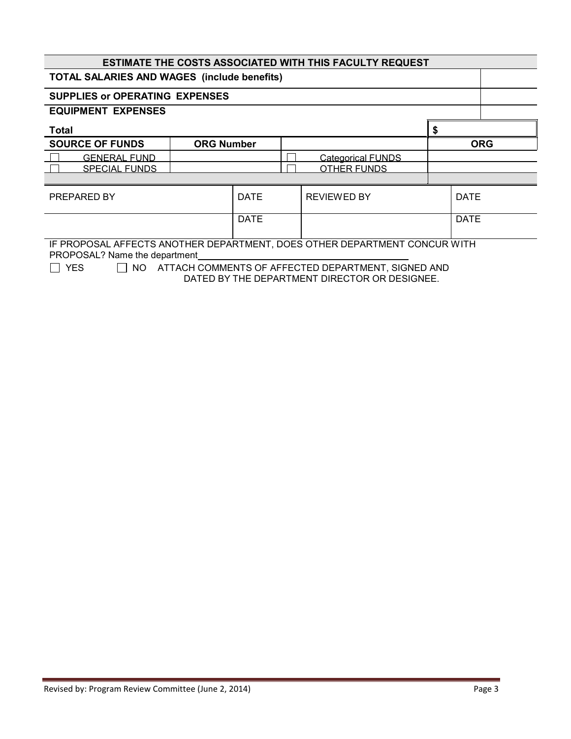| ESTIMATE THE COSTS ASSOCIATED WITH THIS FACULTY REQUEST | | | |
|---|---|---|---|
| **TOTAL SALARIES AND WAGES (include benefits)** | | | |
| **SUPPLIES or OPERATING EXPENSES** | | | |
| **EQUIPMENT EXPENSES** | | | |
| **Total** | | | $ |
| **SOURCE OF FUNDS** | **ORG Number** | | **ORG** |
| ☐ GENERAL FUND | | ☐ Categorical FUNDS | |
| ☐ SPECIAL FUNDS | | ☐ OTHER FUNDS | |

| | | | |
|---|---|---|---|
| PREPARED BY | DATE | REVIEWED BY | DATE |
| | DATE | | DATE |

IF PROPOSAL AFFECTS ANOTHER DEPARTMENT, DOES OTHER DEPARTMENT CONCUR WITH PROPOSAL? Name the department________________________________

☐ YES ☐ NO ATTACH COMMENTS OF AFFECTED DEPARTMENT, SIGNED AND DATED BY THE DEPARTMENT DIRECTOR OR DESIGNEE.

Revised by: Program Review Committee (June 2, 2014)